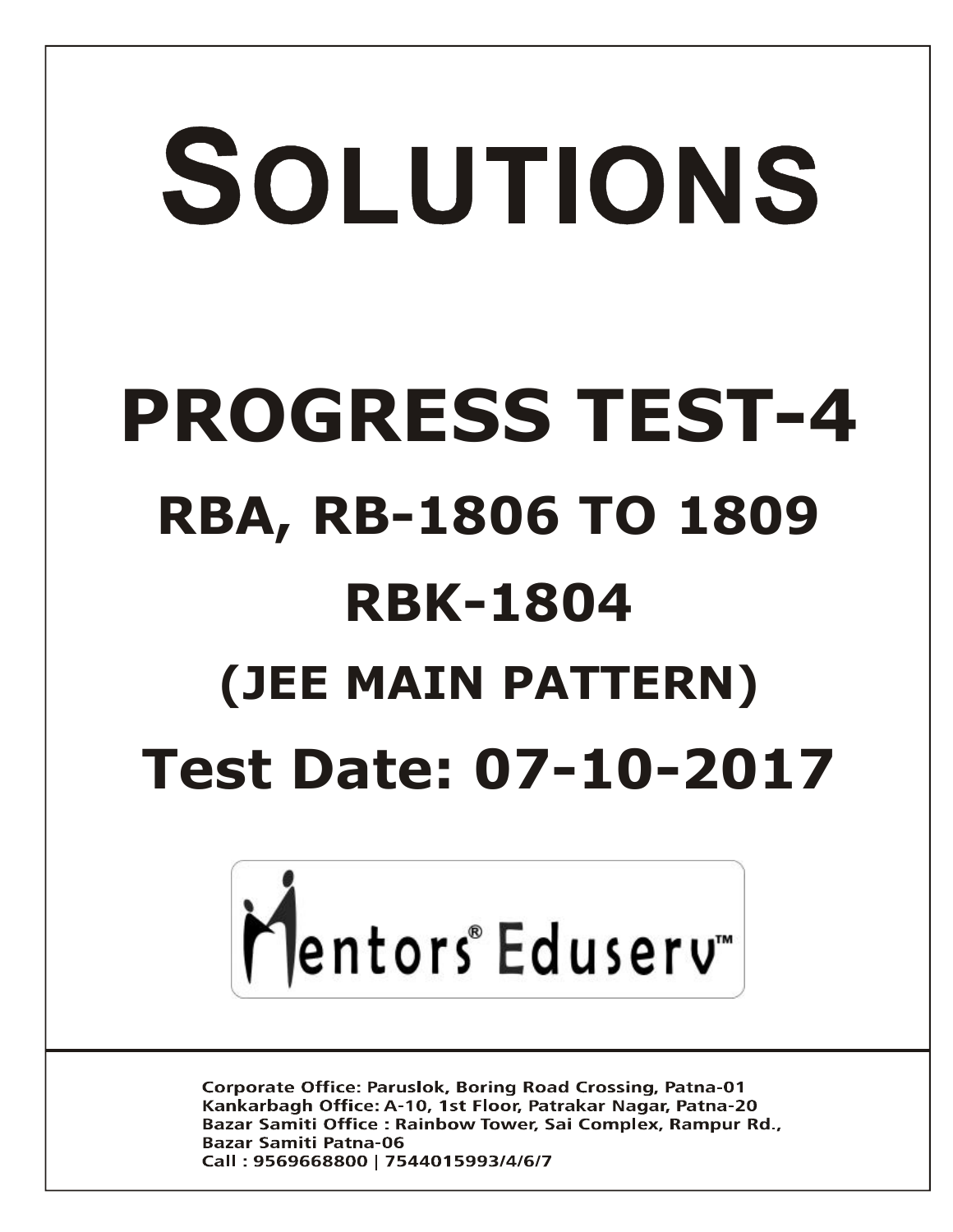# SOLUTIONS

# PROGRESS TEST-4

## RBA, RB-1806 TO 1809

## RBK-1804

## (JEE MAIN PATTERN)

## Test Date: 07-10-2017

Mentors® Eduserv™

**Corporate Office:** Paruslok, Boring Road Crossing, Patna-01
**Kankarbagh Office:** A-10, 1st Floor, Patrakar Nagar, Patna-20
**Bazar Samiti Office :** Rainbow Tower, Sai Complex, Rampur Rd., Bazar Samiti Patna-06
**Call :** 9569668800 | 7544015993/4/6/7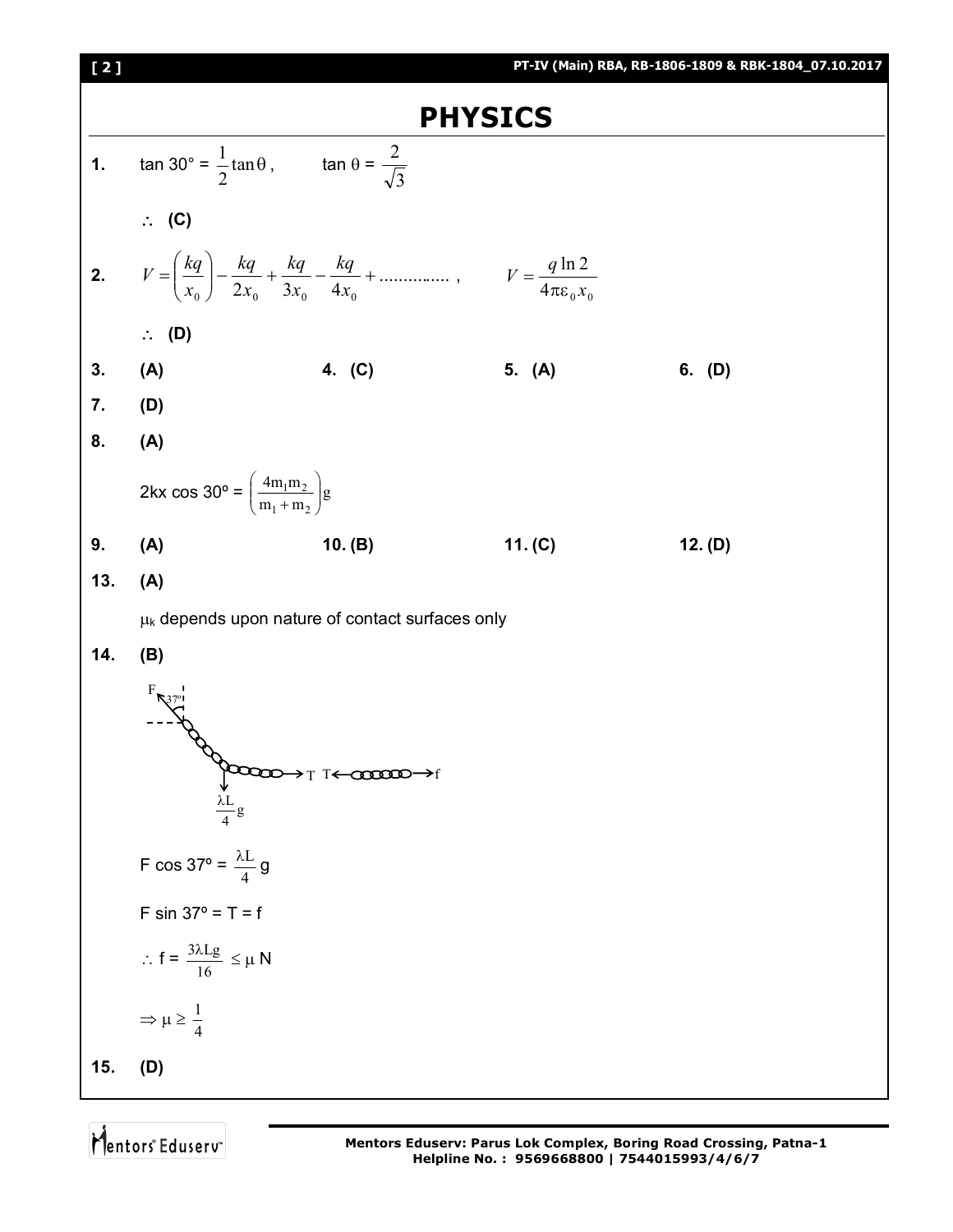# PHYSICS

**1.** $\tan 30° = \frac{1}{2}\tan\theta$, $\tan\theta = \frac{2}{\sqrt{3}}$

$\therefore$ **(C)**

**2.** $V = \left(\frac{kq}{x_0}\right) - \frac{kq}{2x_0} + \frac{kq}{3x_0} - \frac{kq}{4x_0} + ..............$ , $V = \frac{q\ln 2}{4\pi\varepsilon_0 x_0}$

$\therefore$ **(D)**

**3.** **(A)** **4.** **(C)** **5.** **(A)** **6.** **(D)**

**7.** **(D)**

**8.** **(A)**

$2kx\cos 30° = \left(\frac{4m_1m_2}{m_1+m_2}\right)g$

**9.** **(A)** **10.** **(B)** **11.** **(C)** **12.** **(D)**

**13.** **(A)**

$\mu_k$ depends upon nature of contact surfaces only

**14.** **(B)**

$F\cos 37° = \frac{\lambda L}{4}g$

$F\sin 37° = T = f$

$\therefore f = \frac{3\lambda Lg}{16} \le \mu N$

$\Rightarrow \mu \ge \frac{1}{4}$

**15.** **(D)**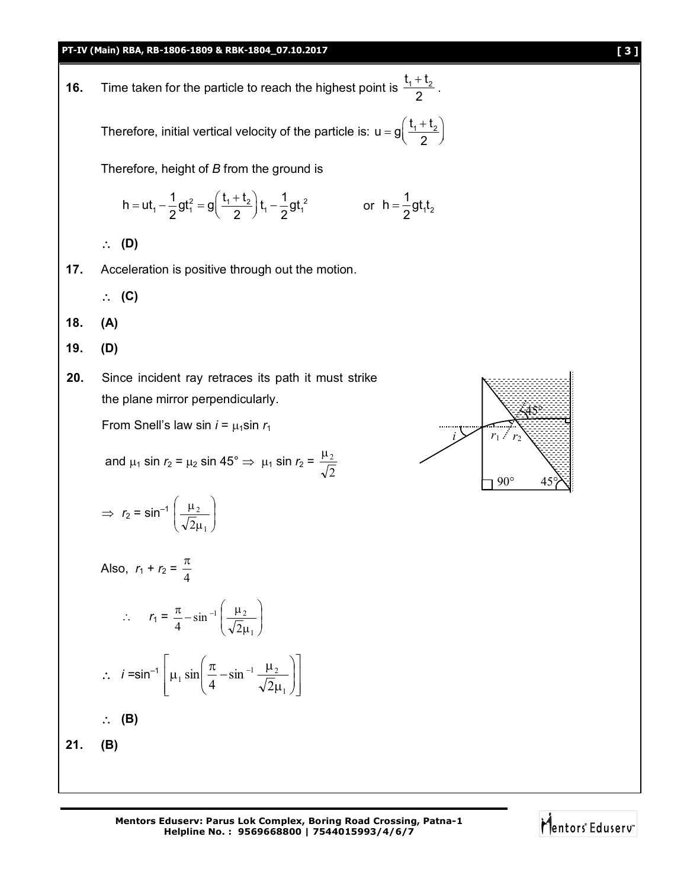**16.** Time taken for the particle to reach the highest point is $\frac{t_1 + t_2}{2}$.

Therefore, initial vertical velocity of the particle is: $u = g\left(\frac{t_1 + t_2}{2}\right)$

Therefore, height of *B* from the ground is

$$h = ut_1 - \frac{1}{2}gt_1^2 = g\left(\frac{t_1 + t_2}{2}\right)t_1 - \frac{1}{2}gt_1^{\,2} \qquad \text{or} \quad h = \frac{1}{2}gt_1t_2$$

$\therefore$ **(D)**

**17.** Acceleration is positive through out the motion.

$\therefore$ **(C)**

**18.** **(A)**

**19.** **(D)**

**20.** Since incident ray retraces its path it must strike the plane mirror perpendicularly.

From Snell's law $\sin i = \mu_1 \sin r_1$

and $\mu_1 \sin r_2 = \mu_2 \sin 45° \Rightarrow \mu_1 \sin r_2 = \frac{\mu_2}{\sqrt{2}}$

$\Rightarrow r_2 = \sin^{-1}\left(\frac{\mu_2}{\sqrt{2}\mu_1}\right)$

Also, $r_1 + r_2 = \frac{\pi}{4}$

$\therefore \quad r_1 = \frac{\pi}{4} - \sin^{-1}\left(\frac{\mu_2}{\sqrt{2}\mu_1}\right)$

$\therefore \ i = \sin^{-1}\left[\mu_1 \sin\left(\frac{\pi}{4} - \sin^{-1}\frac{\mu_2}{\sqrt{2}\mu_1}\right)\right]$

$\therefore$ **(B)**

**21.** **(B)**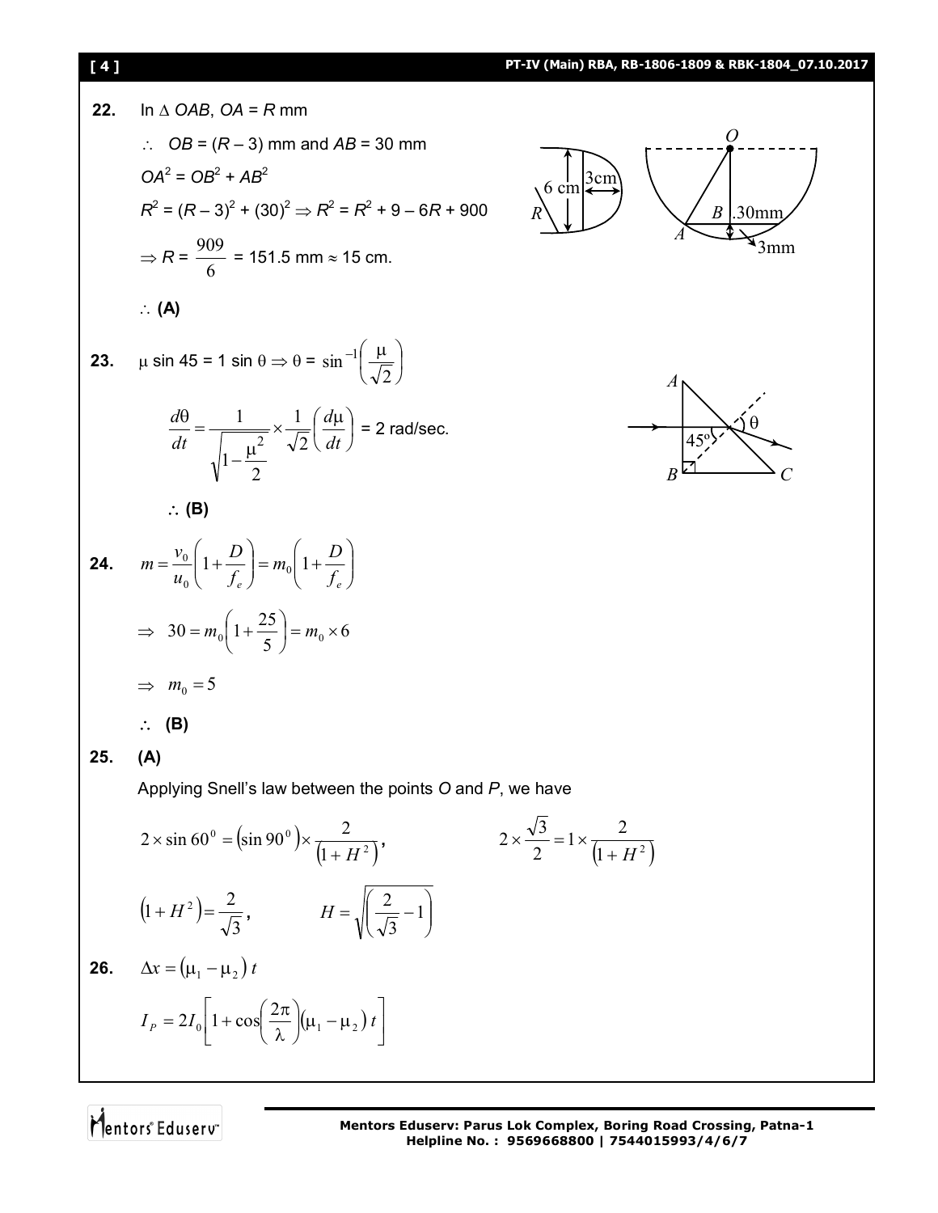**22.** In $\Delta$ *OAB*, *OA* = *R* mm

$\therefore$ *OB* = ($R$ – 3) mm and *AB* = 30 mm

$OA^2 = OB^2 + AB^2$

$R^2 = (R-3)^2 + (30)^2 \Rightarrow R^2 = R^2 + 9 - 6R + 900$

$\Rightarrow R = \dfrac{909}{6}$ = 151.5 mm $\approx$ 15 cm.

$\therefore$ **(A)**

**23.** $\mu \sin 45 = 1 \sin \theta \Rightarrow \theta = \sin^{-1}\left(\dfrac{\mu}{\sqrt{2}}\right)$

$$\frac{d\theta}{dt} = \frac{1}{\sqrt{1-\frac{\mu^2}{2}}} \times \frac{1}{\sqrt{2}}\left(\frac{d\mu}{dt}\right) = 2 \text{ rad/sec.}$$

$\therefore$ **(B)**

**24.** $m = \dfrac{v_0}{u_0}\left(1+\dfrac{D}{f_e}\right) = m_0\left(1+\dfrac{D}{f_e}\right)$

$\Rightarrow \;\; 30 = m_0\left(1+\dfrac{25}{5}\right) = m_0 \times 6$

$\Rightarrow \;\; m_0 = 5$

$\therefore$ **(B)**

**25.** **(A)**

Applying Snell's law between the points *O* and *P*, we have

$$2 \times \sin 60^0 = \left(\sin 90^0\right) \times \frac{2}{\left(1+H^2\right)}, \qquad 2 \times \frac{\sqrt{3}}{2} = 1 \times \frac{2}{\left(1+H^2\right)}$$

$$\left(1+H^2\right) = \frac{2}{\sqrt{3}}, \qquad H = \sqrt{\left(\frac{2}{\sqrt{3}} - 1\right)}$$

**26.** $\Delta x = \left(\mu_1 - \mu_2\right) t$

$$I_P = 2I_0\left[1 + \cos\left(\frac{2\pi}{\lambda}\right)\left(\mu_1 - \mu_2\right) t\right]$$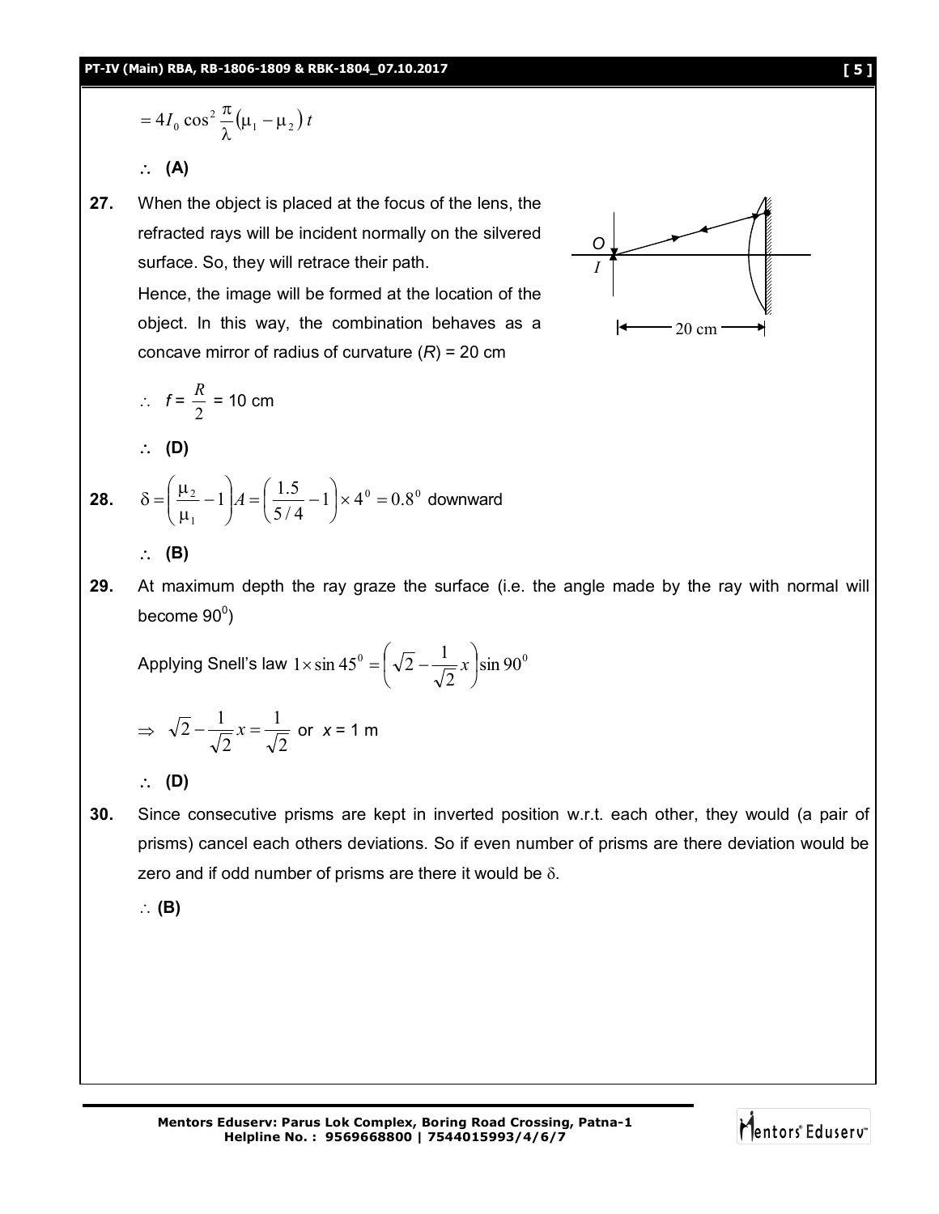$$= 4I_0 \cos^2 \frac{\pi}{\lambda}(\mu_1 - \mu_2)\, t$$

$\therefore$ **(A)**

**27.** When the object is placed at the focus of the lens, the refracted rays will be incident normally on the silvered surface. So, they will retrace their path.

Hence, the image will be formed at the location of the object. In this way, the combination behaves as a concave mirror of radius of curvature ($R$) = 20 cm

$\therefore$ $f = \frac{R}{2}$ = 10 cm

$\therefore$ **(D)**

**28.** $\delta = \left(\frac{\mu_2}{\mu_1} - 1\right) A = \left(\frac{1.5}{5/4} - 1\right) \times 4^0 = 0.8^0$ downward

$\therefore$ **(B)**

**29.** At maximum depth the ray graze the surface (i.e. the angle made by the ray with normal will become $90^0$)

Applying Snell's law $1 \times \sin 45^0 = \left(\sqrt{2} - \frac{1}{\sqrt{2}} x\right) \sin 90^0$

$\Rightarrow$ $\sqrt{2} - \frac{1}{\sqrt{2}} x = \frac{1}{\sqrt{2}}$ or $x$ = 1 m

$\therefore$ **(D)**

**30.** Since consecutive prisms are kept in inverted position w.r.t. each other, they would (a pair of prisms) cancel each others deviations. So if even number of prisms are there deviation would be zero and if odd number of prisms are there it would be $\delta$.

$\therefore$ **(B)**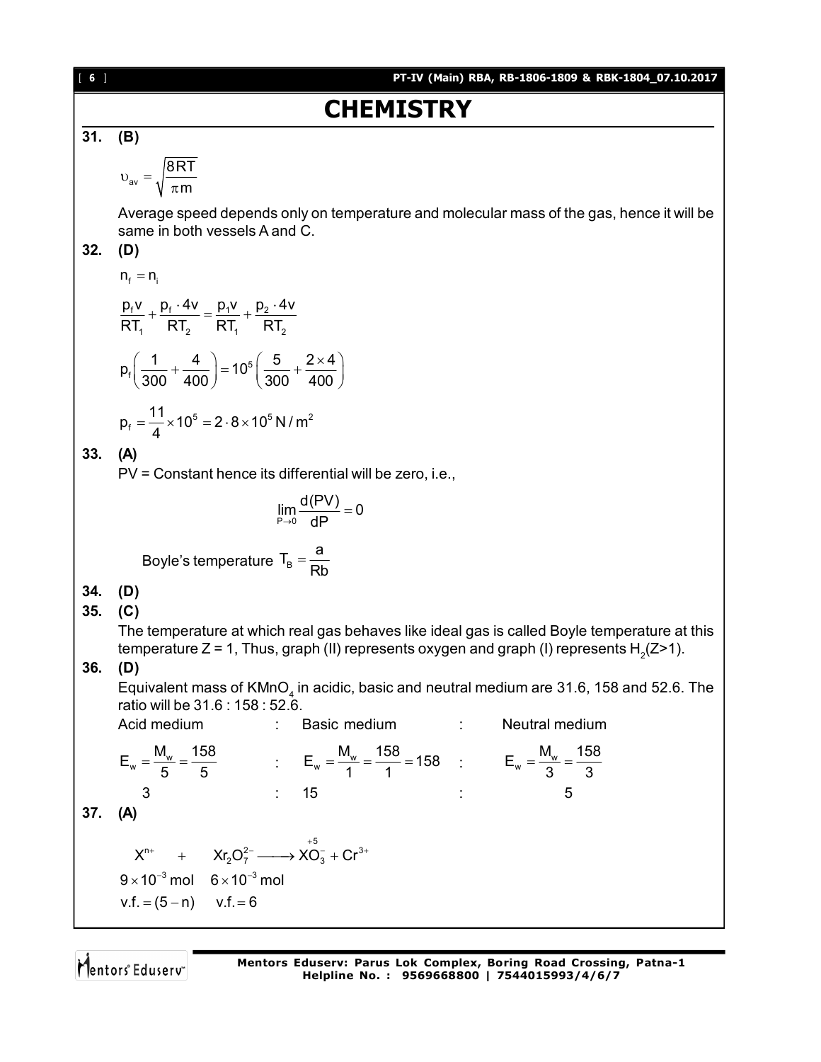# CHEMISTRY

**31. (B)**

$$\upsilon_{av} = \sqrt{\frac{8RT}{\pi m}}$$

Average speed depends only on temperature and molecular mass of the gas, hence it will be same in both vessels A and C.

**32. (D)**

$$n_f = n_i$$

$$\frac{p_f v}{RT_1} + \frac{p_f \cdot 4v}{RT_2} = \frac{p_1 v}{RT_1} + \frac{p_2 \cdot 4v}{RT_2}$$

$$p_f\left(\frac{1}{300} + \frac{4}{400}\right) = 10^5\left(\frac{5}{300} + \frac{2 \times 4}{400}\right)$$

$$p_f = \frac{11}{4} \times 10^5 = 2 \cdot 8 \times 10^5 \text{ N/m}^2$$

**33. (A)**

PV = Constant hence its differential will be zero, i.e.,

$$\lim_{P \to 0} \frac{d(PV)}{dP} = 0$$

Boyle's temperature $T_B = \frac{a}{Rb}$

**34. (D)**

**35. (C)**

The temperature at which real gas behaves like ideal gas is called Boyle temperature at this temperature Z = 1, Thus, graph (II) represents oxygen and graph (I) represents $H_2$(Z>1).

**36. (D)**

Equivalent mass of $KMnO_4$ in acidic, basic and neutral medium are 31.6, 158 and 52.6. The ratio will be 31.6 : 158 : 52.6.

| Acid medium | : | Basic medium | : | Neutral medium |
|---|---|---|---|---|
| $E_w = \frac{M_w}{5} = \frac{158}{5}$ | : | $E_w = \frac{M_w}{1} = \frac{158}{1} = 158$ | : | $E_w = \frac{M_w}{3} = \frac{158}{3}$ |
| 3 | : | 15 | : | 5 |

**37. (A)**

$$X^{n+} \quad + \quad Xr_2O_7^{2-} \longrightarrow \overset{+5}{XO_3^-} + Cr^{3+}$$

$9 \times 10^{-3}$ mol $\quad 6 \times 10^{-3}$ mol

v.f. $= (5 - n)$ $\quad$ v.f. $= 6$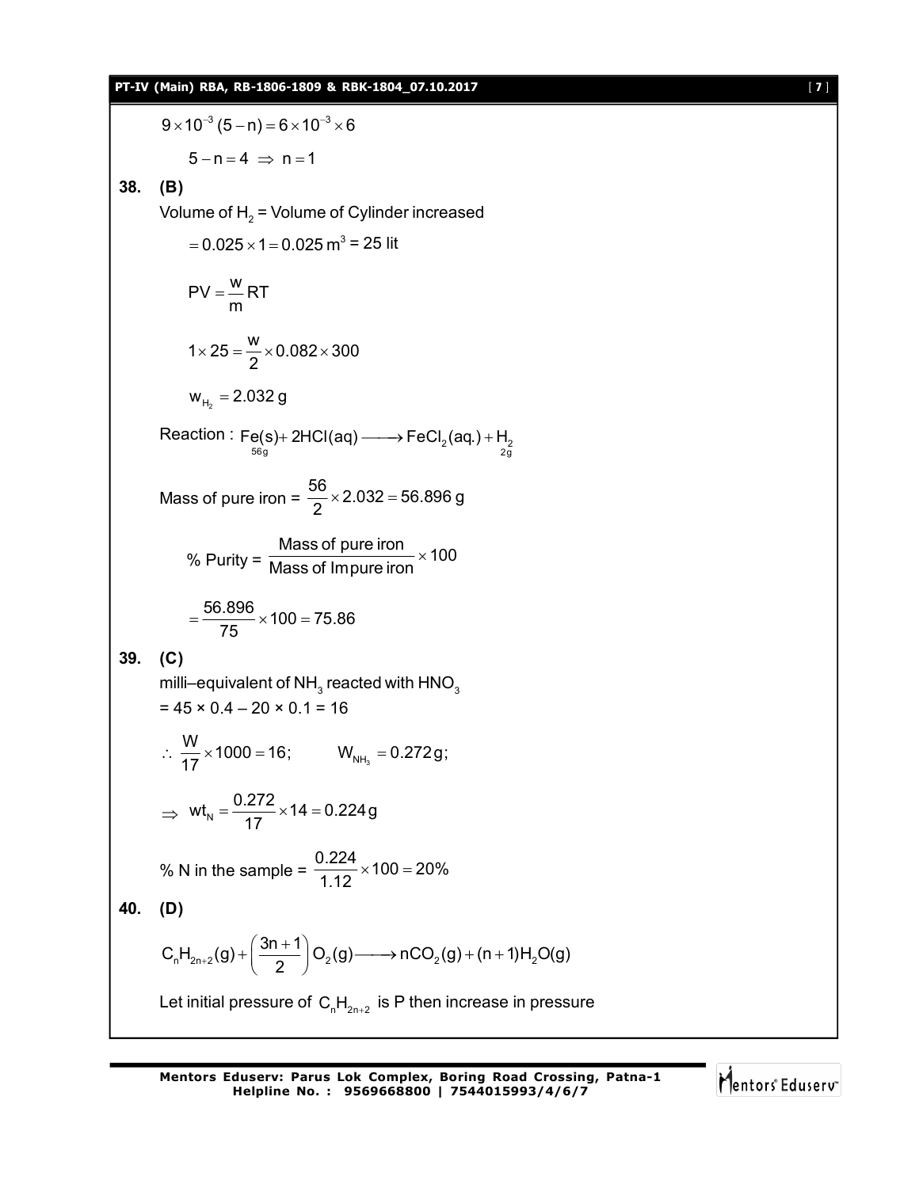$$9 \times 10^{-3}(5-n) = 6 \times 10^{-3} \times 6$$

$$5 - n = 4 \Rightarrow n = 1$$

**38. (B)**

Volume of $H_2$ = Volume of Cylinder increased

$$= 0.025 \times 1 = 0.025\,m^3 = 25 \text{ lit}$$

$$PV = \frac{w}{m}RT$$

$$1 \times 25 = \frac{w}{2} \times 0.082 \times 300$$

$$w_{H_2} = 2.032\,g$$

Reaction : $\underset{56g}{Fe(s)} + 2HCl(aq) \longrightarrow FeCl_2(aq.) + \underset{2g}{H_2}$

Mass of pure iron = $\frac{56}{2} \times 2.032 = 56.896\,g$

$$\% \text{ Purity} = \frac{\text{Mass of pure iron}}{\text{Mass of Impure iron}} \times 100$$

$$= \frac{56.896}{75} \times 100 = 75.86$$

**39. (C)**

milli–equivalent of $NH_3$ reacted with $HNO_3$
$= 45 \times 0.4 - 20 \times 0.1 = 16$

$$\therefore \frac{W}{17} \times 1000 = 16; \qquad W_{NH_3} = 0.272\,g;$$

$$\Rightarrow wt_N = \frac{0.272}{17} \times 14 = 0.224\,g$$

% N in the sample = $\frac{0.224}{1.12} \times 100 = 20\%$

**40. (D)**

$$C_nH_{2n+2}(g) + \left(\frac{3n+1}{2}\right)O_2(g) \longrightarrow nCO_2(g) + (n+1)H_2O(g)$$

Let initial pressure of $C_nH_{2n+2}$ is P then increase in pressure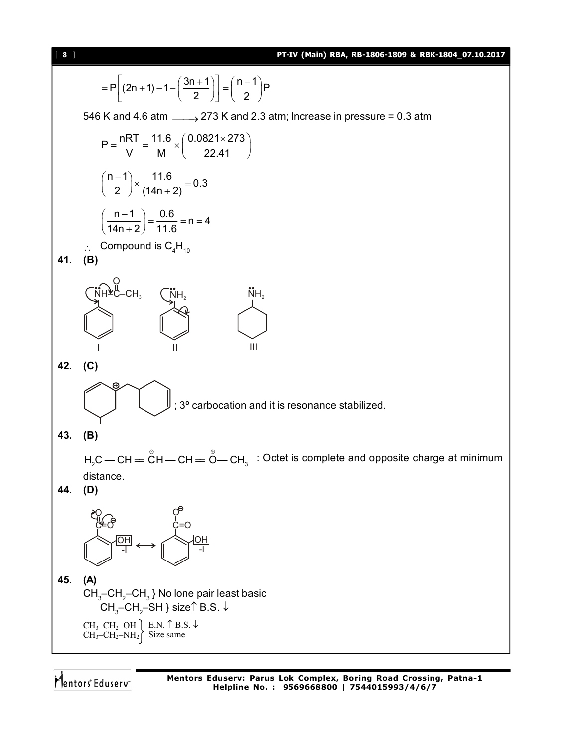$$= P\left[(2n+1) - 1 - \left(\frac{3n+1}{2}\right)\right] = \left(\frac{n-1}{2}\right)P$$

546 K and 4.6 atm $\longrightarrow$ 273 K and 2.3 atm; Increase in pressure = 0.3 atm

$$P = \frac{nRT}{V} = \frac{11.6}{M} \times \left(\frac{0.0821 \times 273}{22.41}\right)$$

$$\left(\frac{n-1}{2}\right) \times \frac{11.6}{(14n+2)} = 0.3$$

$$\left(\frac{n-1}{14n+2}\right) = \frac{0.6}{11.6} = n = 4$$

$\therefore$ Compound is $C_4H_{10}$

**41. (B)**

I, II, III

**42. (C)**

; 3° carbocation and it is resonance stabilized.

**43. (B)**

$H_2C - CH = \overset{\ominus}{C}H - CH = \overset{\oplus}{O} - CH_3$ : Octet is complete and opposite charge at minimum distance.

**44. (D)**

**45. (A)**

$CH_3–CH_2–CH_3$ } No lone pair least basic

$CH_3–CH_2–SH$ } size↑ B.S. ↓

$CH_3–CH_2–OH$
$CH_3–CH_2–NH_2$ } E.N. ↑ B.S. ↓ Size same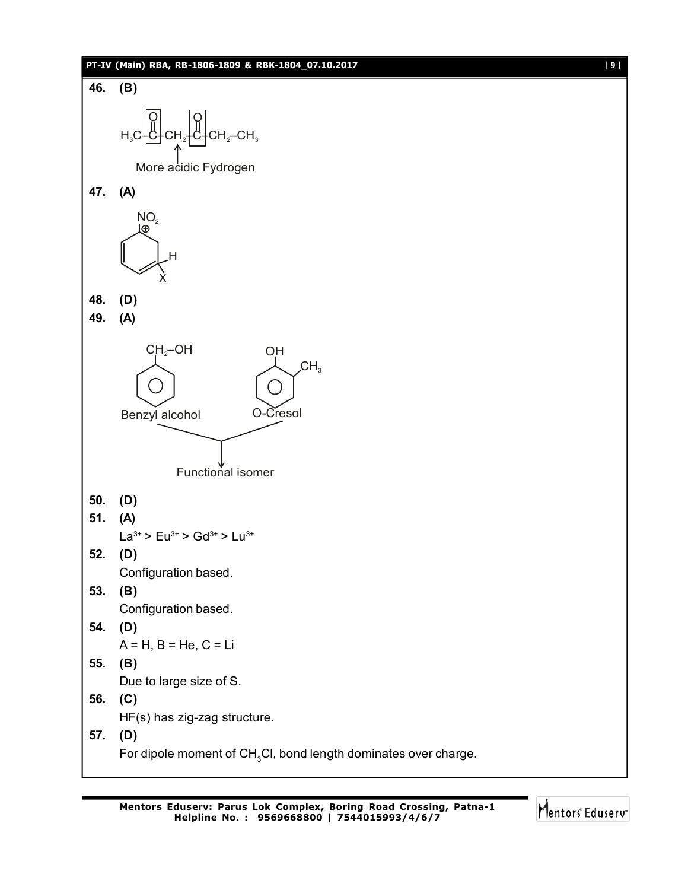**46.** **(B)**

$H_3C-\overset{O}{\overset{||}{C}}-CH_2-\overset{O}{\overset{||}{C}}-CH_2-CH_3$

More acidic Fydrogen

**47.** **(A)**

**48.** **(D)**

**49.** **(A)**

Benzyl alcohol ($C_6H_5CH_2-OH$) and O-Cresol → Functional isomer

**50.** **(D)**

**51.** **(A)**

$La^{3+} > Eu^{3+} > Gd^{3+} > Lu^{3+}$

**52.** **(D)**

Configuration based.

**53.** **(B)**

Configuration based.

**54.** **(D)**

A = H, B = He, C = Li

**55.** **(B)**

Due to large size of S.

**56.** **(C)**

HF(s) has zig-zag structure.

**57.** **(D)**

For dipole moment of $CH_3Cl$, bond length dominates over charge.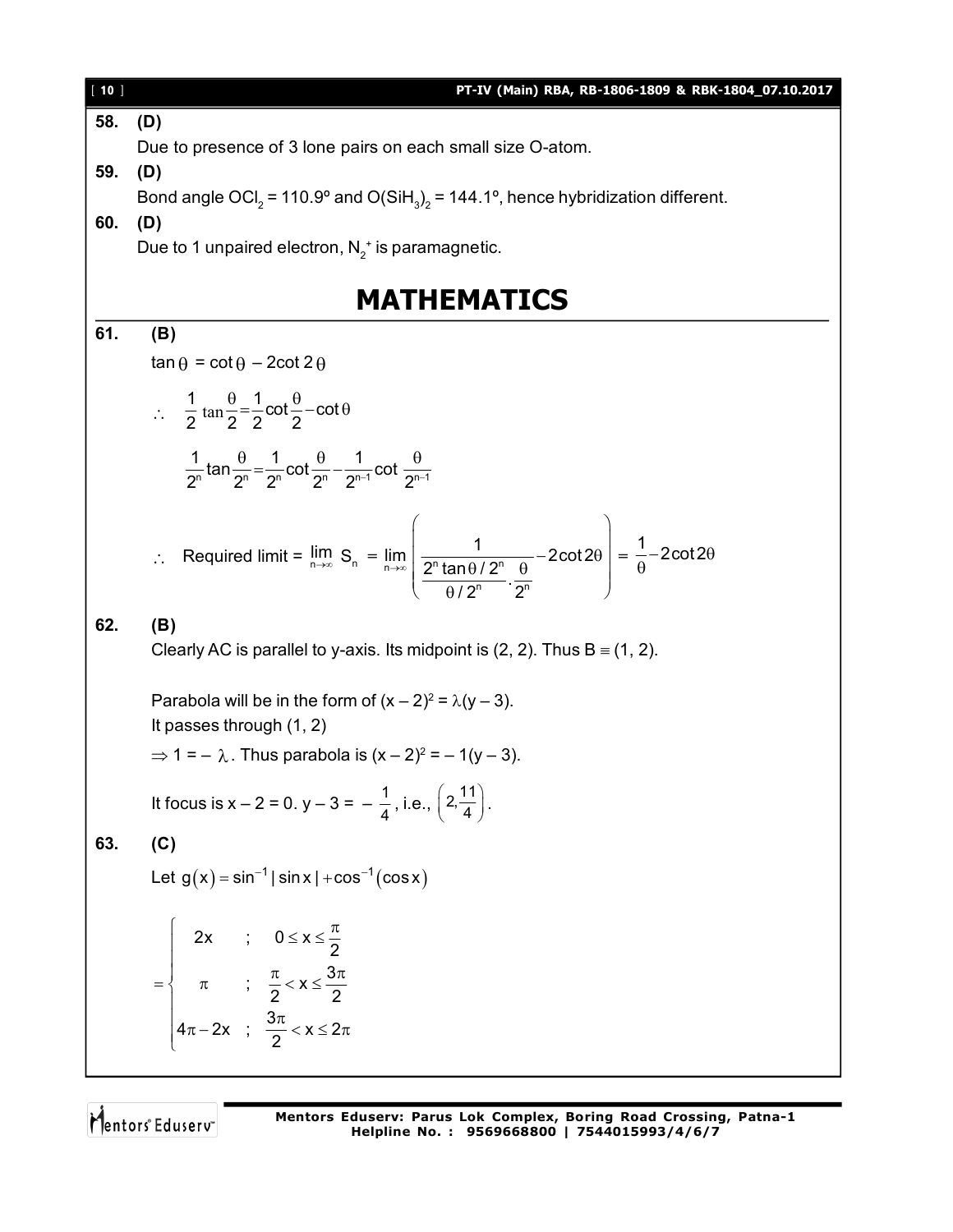**58. (D)**

Due to presence of 3 lone pairs on each small size O-atom.

**59. (D)**

Bond angle $OCl_2$ = 110.9º and $O(SiH_3)_2$ = 144.1º, hence hybridization different.

**60. (D)**

Due to 1 unpaired electron, $N_2^+$ is paramagnetic.

# MATHEMATICS

**61. (B)**

$\tan\theta = \cot\theta - 2\cot 2\theta$

$$\therefore \quad \frac{1}{2}\tan\frac{\theta}{2} = \frac{1}{2}\cot\frac{\theta}{2} - \cot\theta$$

$$\frac{1}{2^n}\tan\frac{\theta}{2^n} = \frac{1}{2^n}\cot\frac{\theta}{2^n} - \frac{1}{2^{n-1}}\cot\frac{\theta}{2^{n-1}}$$

$$\therefore \quad \text{Required limit} = \lim_{n\to\infty} S_n = \lim_{n\to\infty}\left(\frac{1}{\dfrac{2^n\tan\theta/2^n}{\theta/2^n}\cdot\dfrac{\theta}{2^n}} - 2\cot 2\theta\right) = \frac{1}{\theta} - 2\cot 2\theta$$

**62. (B)**

Clearly AC is parallel to y-axis. Its midpoint is (2, 2). Thus B ≡ (1, 2).

Parabola will be in the form of $(x-2)^2 = \lambda(y-3)$.

It passes through (1, 2)

$\Rightarrow 1 = -\lambda$. Thus parabola is $(x-2)^2 = -1(y-3)$.

It focus is $x - 2 = 0$. $y - 3 = -\frac{1}{4}$, i.e., $\left(2, \frac{11}{4}\right)$.

**63. (C)**

Let $g(x) = \sin^{-1}|\sin x| + \cos^{-1}(\cos x)$

$$= \begin{cases} 2x & ; \quad 0 \le x \le \dfrac{\pi}{2} \\ \pi & ; \quad \dfrac{\pi}{2} < x \le \dfrac{3\pi}{2} \\ 4\pi - 2x & ; \quad \dfrac{3\pi}{2} < x \le 2\pi \end{cases}$$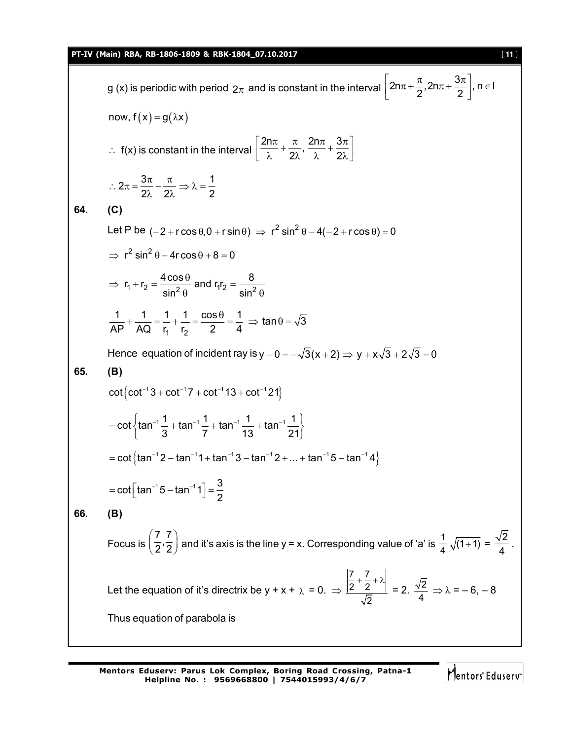g (x) is periodic with period $2\pi$ and is constant in the interval $\left[2n\pi+\frac{\pi}{2}, 2n\pi+\frac{3\pi}{2}\right], n \in I$

now, $f(x) = g(\lambda x)$

$\therefore$ f(x) is constant in the interval $\left[\frac{2n\pi}{\lambda}+\frac{\pi}{2\lambda}, \frac{2n\pi}{\lambda}+\frac{3\pi}{2\lambda}\right]$

$\therefore 2\pi = \frac{3\pi}{2\lambda} - \frac{\pi}{2\lambda} \Rightarrow \lambda = \frac{1}{2}$

**64. (C)**

Let P be $(-2+r\cos\theta, 0+r\sin\theta) \Rightarrow r^2\sin^2\theta - 4(-2+r\cos\theta) = 0$

$\Rightarrow r^2\sin^2\theta - 4r\cos\theta + 8 = 0$

$\Rightarrow r_1 + r_2 = \frac{4\cos\theta}{\sin^2\theta}$ and $r_1 r_2 = \frac{8}{\sin^2\theta}$

$\frac{1}{AP} + \frac{1}{AQ} = \frac{1}{r_1} + \frac{1}{r_2} = \frac{\cos\theta}{2} = \frac{1}{4} \Rightarrow \tan\theta = \sqrt{3}$

Hence equation of incident ray is $y - 0 = -\sqrt{3}(x+2) \Rightarrow y + x\sqrt{3} + 2\sqrt{3} = 0$

**65. (B)**

$\cot\{\cot^{-1}3 + \cot^{-1}7 + \cot^{-1}13 + \cot^{-1}21\}$

$= \cot\left\{\tan^{-1}\frac{1}{3} + \tan^{-1}\frac{1}{7} + \tan^{-1}\frac{1}{13} + \tan^{-1}\frac{1}{21}\right\}$

$= \cot\{\tan^{-1}2 - \tan^{-1}1 + \tan^{-1}3 - \tan^{-1}2 + ... + \tan^{-1}5 - \tan^{-1}4\}$

$= \cot\left[\tan^{-1}5 - \tan^{-1}1\right] = \frac{3}{2}$

**66. (B)**

Focus is $\left(\frac{7}{2}, \frac{7}{2}\right)$ and it's axis is the line y = x. Corresponding value of 'a' is $\frac{1}{4}\sqrt{(1+1)} = \frac{\sqrt{2}}{4}$.

Let the equation of it's directrix be y + x + $\lambda$ = 0. $\Rightarrow \frac{\left|\frac{7}{2}+\frac{7}{2}+\lambda\right|}{\sqrt{2}} = 2.\ \frac{\sqrt{2}}{4} \Rightarrow \lambda = -6, -8$

Thus equation of parabola is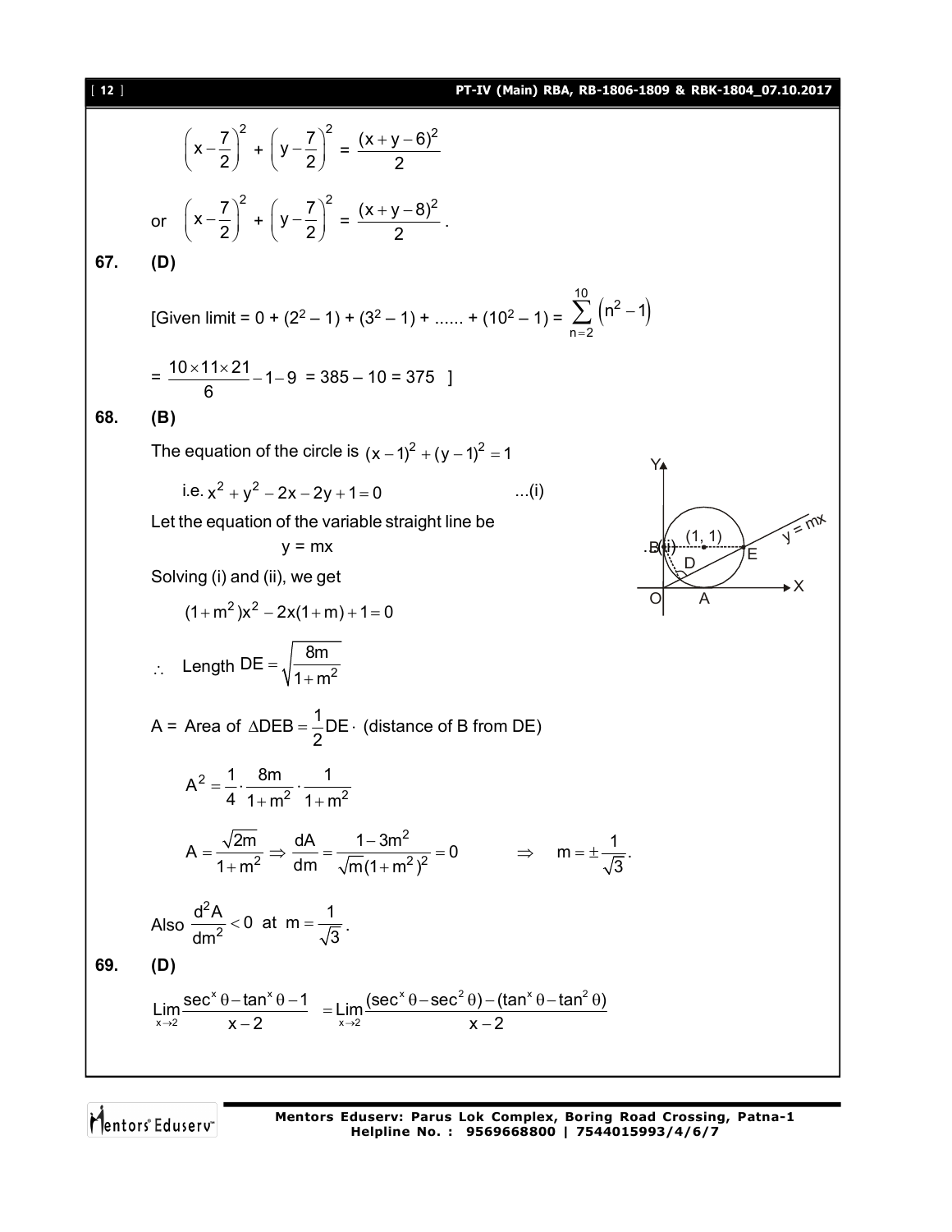$$\left(x-\frac{7}{2}\right)^2 + \left(y-\frac{7}{2}\right)^2 = \frac{(x+y-6)^2}{2}$$

or $\left(x-\frac{7}{2}\right)^2 + \left(y-\frac{7}{2}\right)^2 = \frac{(x+y-8)^2}{2}$.

**67. (D)**

[Given limit = 0 + $(2^2 - 1) + (3^2 - 1) + \ldots\ldots + (10^2 - 1) = \sum_{n=2}^{10}\left(n^2-1\right)$

$= \frac{10\times 11\times 21}{6} - 1 - 9 = 385 - 10 = 375$ ]

**68. (B)**

The equation of the circle is $(x-1)^2+(y-1)^2=1$

i.e. $x^2+y^2-2x-2y+1=0$ ...(i)

Let the equation of the variable straight line be

$y = mx$

Solving (i) and (ii), we get

$(1+m^2)x^2-2x(1+m)+1=0$

$\therefore$ Length $DE=\sqrt{\frac{8m}{1+m^2}}$

A = Area of $\Delta DEB=\frac{1}{2}DE\cdot$ (distance of B from DE)

$$A^2=\frac{1}{4}\cdot\frac{8m}{1+m^2}\cdot\frac{1}{1+m^2}$$

$$A=\frac{\sqrt{2m}}{1+m^2}\Rightarrow\frac{dA}{dm}=\frac{1-3m^2}{\sqrt{m}(1+m^2)^2}=0 \qquad \Rightarrow \quad m=\pm\frac{1}{\sqrt{3}}.$$

Also $\frac{d^2A}{dm^2}<0$ at $m=\frac{1}{\sqrt{3}}$.

**69. (D)**

$$\lim_{x\to 2}\frac{\sec^x\theta-\tan^x\theta-1}{x-2} = \lim_{x\to 2}\frac{(\sec^x\theta-\sec^2\theta)-(\tan^x\theta-\tan^2\theta)}{x-2}$$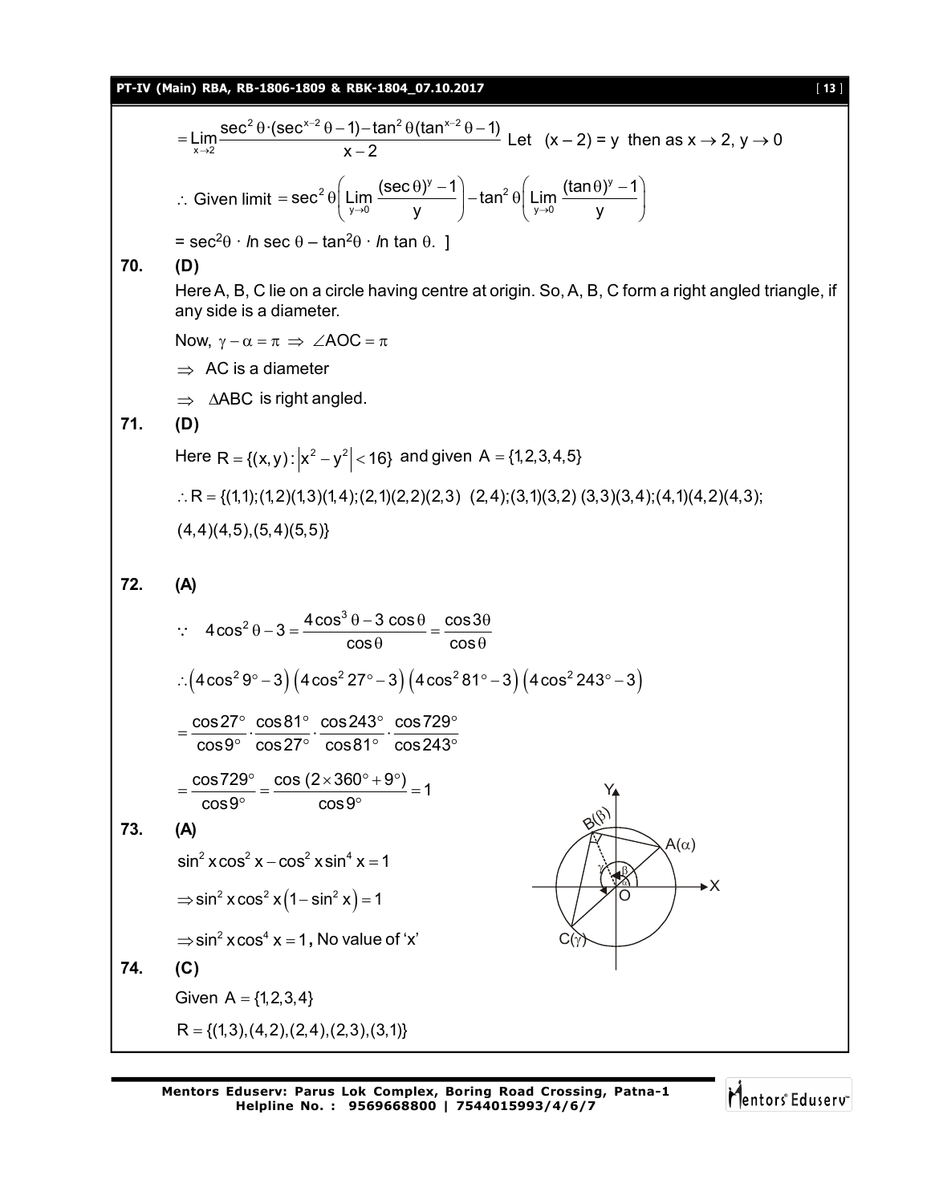$$= \lim_{x\to 2} \frac{\sec^2\theta\cdot(\sec^{x-2}\theta - 1) - \tan^2\theta(\tan^{x-2}\theta - 1)}{x-2}$$ Let $(x-2) = y$ then as $x \to 2$, $y \to 0$

$\therefore$ Given limit $= \sec^2\theta\left(\lim_{y\to 0}\frac{(\sec\theta)^y - 1}{y}\right) - \tan^2\theta\left(\lim_{y\to 0}\frac{(\tan\theta)^y - 1}{y}\right)$

$= \sec^2\theta \cdot \ln \sec\theta - \tan^2\theta \cdot \ln \tan\theta.$ ]

**70. (D)**

Here A, B, C lie on a circle having centre at origin. So, A, B, C form a right angled triangle, if any side is a diameter.

Now, $\gamma - \alpha = \pi \Rightarrow \angle AOC = \pi$

$\Rightarrow$ AC is a diameter

$\Rightarrow$ $\Delta ABC$ is right angled.

**71. (D)**

Here $R = \{(x,y) : |x^2 - y^2| < 16\}$ and given $A = \{1,2,3,4,5\}$

$\therefore R = \{(1,1);(1,2)(1,3)(1,4);(2,1)(2,2)(2,3)\ (2,4);(3,1)(3,2)\ (3,3)(3,4);(4,1)(4,2)(4,3);$

$(4,4)(4,5),(5,4)(5,5)\}$

**72. (A)**

$\because \quad 4\cos^2\theta - 3 = \dfrac{4\cos^3\theta - 3\cos\theta}{\cos\theta} = \dfrac{\cos 3\theta}{\cos\theta}$

$\therefore \left(4\cos^2 9^\circ - 3\right)\left(4\cos^2 27^\circ - 3\right)\left(4\cos^2 81^\circ - 3\right)\left(4\cos^2 243^\circ - 3\right)$

$= \dfrac{\cos 27^\circ}{\cos 9^\circ}\cdot\dfrac{\cos 81^\circ}{\cos 27^\circ}\cdot\dfrac{\cos 243^\circ}{\cos 81^\circ}\cdot\dfrac{\cos 729^\circ}{\cos 243^\circ}$

$= \dfrac{\cos 729^\circ}{\cos 9^\circ} = \dfrac{\cos(2\times 360^\circ + 9^\circ)}{\cos 9^\circ} = 1$

**73. (A)**

$\sin^2 x\cos^2 x - \cos^2 x\sin^4 x = 1$

$\Rightarrow \sin^2 x\cos^2 x\left(1 - \sin^2 x\right) = 1$

$\Rightarrow \sin^2 x\cos^4 x = 1$, No value of 'x'

**74. (C)**

Given $A = \{1,2,3,4\}$

$R = \{(1,3),(4,2),(2,4),(2,3),(3,1)\}$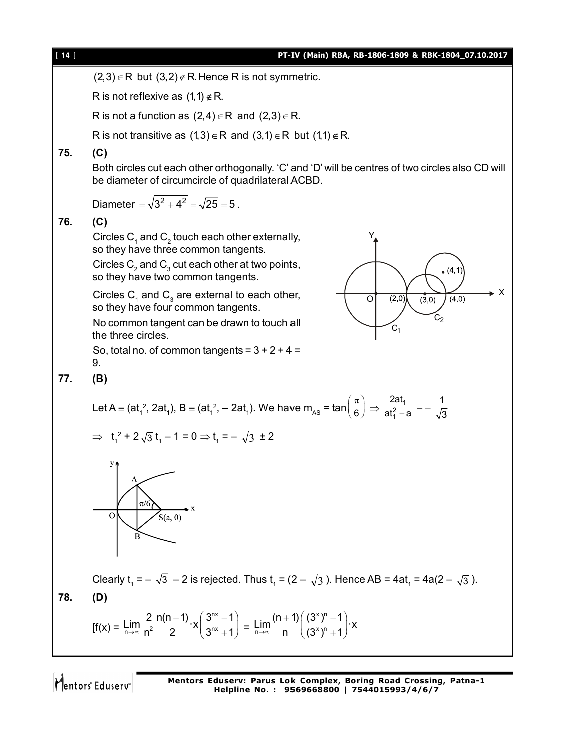$(2,3) \in R$ but $(3,2) \notin R$. Hence R is not symmetric.

R is not reflexive as $(1,1) \notin R$.

R is not a function as $(2,4) \in R$ and $(2,3) \in R$.

R is not transitive as $(1,3) \in R$ and $(3,1) \in R$ but $(1,1) \notin R$.

**75. (C)**

Both circles cut each other orthogonally. 'C' and 'D' will be centres of two circles also CD will be diameter of circumcircle of quadrilateral ACBD.

Diameter $= \sqrt{3^2 + 4^2} = \sqrt{25} = 5$.

**76. (C)**

Circles $C_1$ and $C_2$ touch each other externally, so they have three common tangents.

Circles $C_2$ and $C_3$ cut each other at two points, so they have two common tangents.

Circles $C_1$ and $C_3$ are external to each other, so they have four common tangents.

No common tangent can be drawn to touch all the three circles.

So, total no. of common tangents = 3 + 2 + 4 = 9.

**77. (B)**

Let $A \equiv (at_1^2, 2at_1)$, $B \equiv (at_1^2, -2at_1)$. We have $m_{AS} = \tan\left(\frac{\pi}{6}\right) \Rightarrow \frac{2at_1}{at_1^2 - a} = -\frac{1}{\sqrt{3}}$

$\Rightarrow \quad t_1^2 + 2\sqrt{3}\,t_1 - 1 = 0 \Rightarrow t_1 = -\sqrt{3} \pm 2$

Clearly $t_1 = -\sqrt{3} - 2$ is rejected. Thus $t_1 = (2 - \sqrt{3})$. Hence AB = $4at_1 = 4a(2 - \sqrt{3})$.

**78. (D)**

$$[f(x) = \lim_{n\to\infty} \frac{2}{n^2}\frac{n(n+1)}{2}\cdot x\left(\frac{3^{nx}-1}{3^{nx}+1}\right) = \lim_{n\to\infty}\frac{(n+1)}{n}\left(\frac{(3^x)^n - 1}{(3^x)^n + 1}\right)\cdot x$$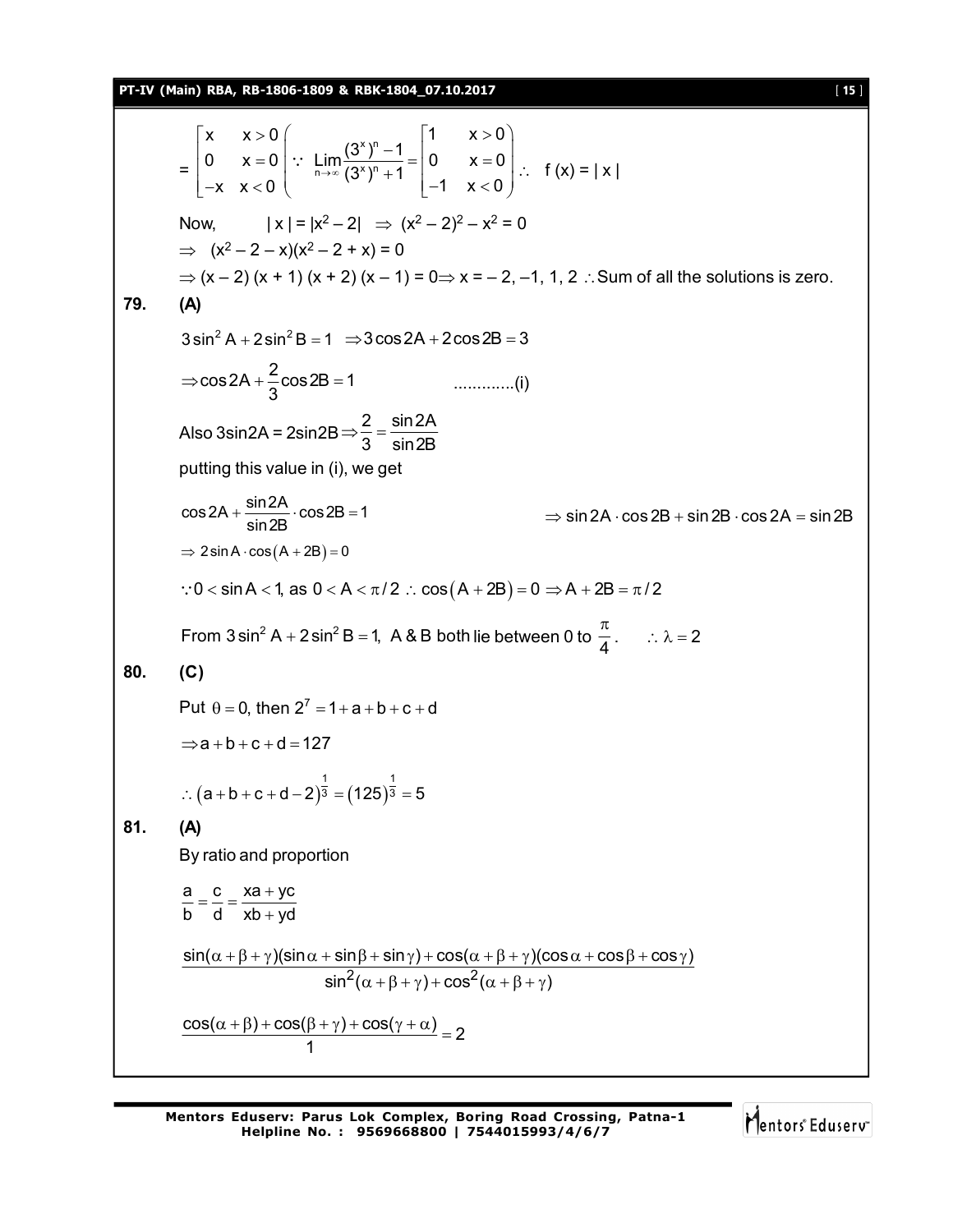$$= \begin{bmatrix} x & x > 0 \\ 0 & x = 0 \\ -x & x < 0 \end{bmatrix} \left( \because \lim_{n\to\infty} \frac{(3^x)^n - 1}{(3^x)^n + 1} = \begin{bmatrix} 1 & x > 0 \\ 0 & x = 0 \\ -1 & x < 0 \end{bmatrix} \right) \therefore \ f(x) = |x|$$

Now, $\quad |x| = |x^2 - 2| \ \Rightarrow \ (x^2 - 2)^2 - x^2 = 0$

$\Rightarrow \ (x^2 - 2 - x)(x^2 - 2 + x) = 0$

$\Rightarrow (x - 2)(x + 1)(x + 2)(x - 1) = 0 \Rightarrow x = -2, -1, 1, 2$ $\therefore$ Sum of all the solutions is zero.

**79. (A)**

$3\sin^2 A + 2\sin^2 B = 1 \ \Rightarrow 3\cos 2A + 2\cos 2B = 3$

$\Rightarrow \cos 2A + \dfrac{2}{3}\cos 2B = 1 \qquad$ .............(i)

Also $3\sin 2A = 2\sin 2B \Rightarrow \dfrac{2}{3} = \dfrac{\sin 2A}{\sin 2B}$

putting this value in (i), we get

$\cos 2A + \dfrac{\sin 2A}{\sin 2B} \cdot \cos 2B = 1 \qquad \Rightarrow \sin 2A \cdot \cos 2B + \sin 2B \cdot \cos 2A = \sin 2B$

$\Rightarrow \ 2\sin A \cdot \cos(A + 2B) = 0$

$\because 0 < \sin A < 1$, as $0 < A < \pi/2 \ \therefore \ \cos(A + 2B) = 0 \Rightarrow A + 2B = \pi/2$

From $3\sin^2 A + 2\sin^2 B = 1$, A & B both lie between 0 to $\dfrac{\pi}{4}$. $\quad \therefore \lambda = 2$

**80. (C)**

Put $\theta = 0$, then $2^7 = 1 + a + b + c + d$

$\Rightarrow a + b + c + d = 127$

$\therefore (a + b + c + d - 2)^{\frac{1}{3}} = (125)^{\frac{1}{3}} = 5$

**81. (A)**

By ratio and proportion

$\dfrac{a}{b} = \dfrac{c}{d} = \dfrac{xa + yc}{xb + yd}$

$$\frac{\sin(\alpha+\beta+\gamma)(\sin\alpha + \sin\beta + \sin\gamma) + \cos(\alpha+\beta+\gamma)(\cos\alpha + \cos\beta + \cos\gamma)}{\sin^2(\alpha+\beta+\gamma) + \cos^2(\alpha+\beta+\gamma)}$$

$$\frac{\cos(\alpha+\beta) + \cos(\beta+\gamma) + \cos(\gamma+\alpha)}{1} = 2$$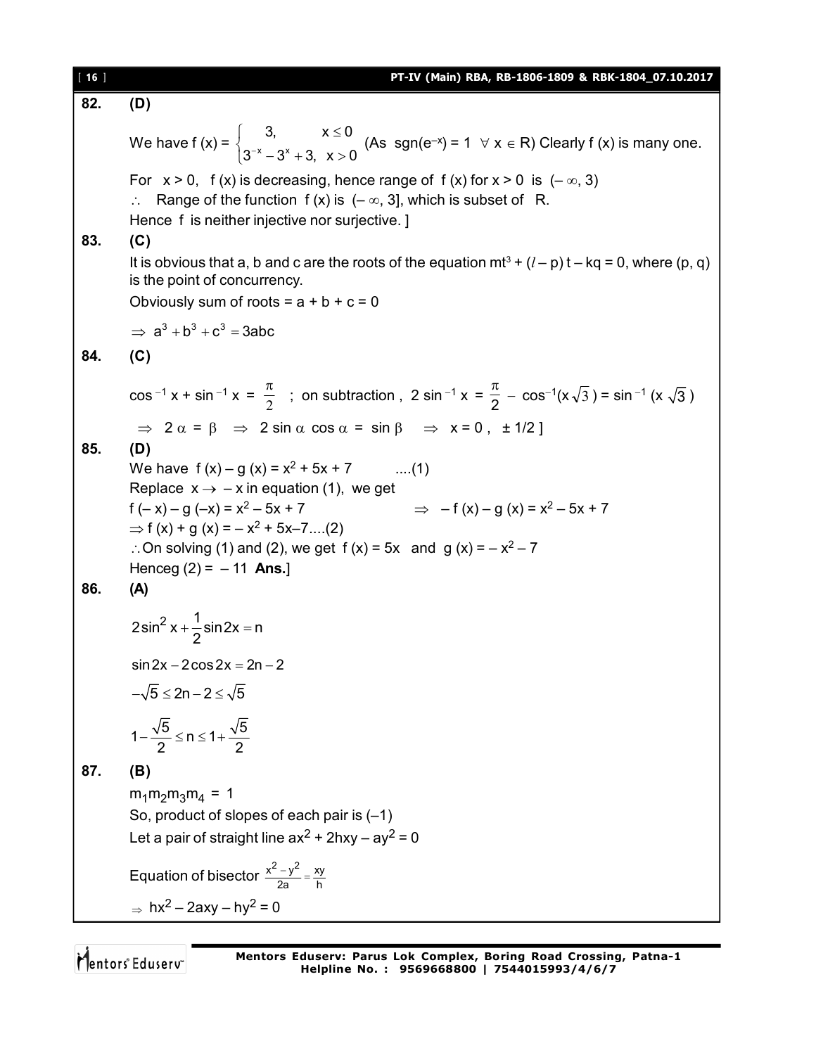**82. (D)**

We have f (x) = $\begin{cases} 3, & x \le 0 \\ 3^{-x} - 3^{x} + 3, & x > 0 \end{cases}$ (As sgn($e^{-x}$) = 1 $\forall$ x $\in$ R) Clearly f (x) is many one.

For x > 0, f (x) is decreasing, hence range of f (x) for x > 0 is $(-\infty, 3)$

$\therefore$ Range of the function f (x) is $(-\infty, 3]$, which is subset of R.

Hence f is neither injective nor surjective. ]

**83. (C)**

It is obvious that a, b and c are the roots of the equation $mt^3 + (l - p)t - kq = 0$, where (p, q) is the point of concurrency.

Obviously sum of roots = a + b + c = 0

$\Rightarrow a^3 + b^3 + c^3 = 3abc$

**84. (C)**

$\cos^{-1} x + \sin^{-1} x = \frac{\pi}{2}$ ; on subtraction , $2 \sin^{-1} x = \frac{\pi}{2} - \cos^{-1}(x\sqrt{3}) = \sin^{-1}(x\sqrt{3})$

$\Rightarrow 2\alpha = \beta \Rightarrow 2 \sin\alpha \cos\alpha = \sin\beta \Rightarrow x = 0 , \pm 1/2$ ]

**85. (D)**

We have f (x) – g (x) = $x^2 + 5x + 7$ ....(1)

Replace $x \to -x$ in equation (1), we get

f (– x) – g (–x) = $x^2 - 5x + 7$ $\Rightarrow$ – f (x) – g (x) = $x^2 - 5x + 7$

$\Rightarrow$ f (x) + g (x) = $-x^2 + 5x - 7$....(2)

$\therefore$ On solving (1) and (2), we get f (x) = 5x and g (x) = $-x^2 - 7$

Henceg (2) = – 11 **Ans.**]

**86. (A)**

$$2\sin^2 x + \frac{1}{2}\sin 2x = n$$

$$\sin 2x - 2\cos 2x = 2n - 2$$

$$-\sqrt{5} \le 2n - 2 \le \sqrt{5}$$

$$1 - \frac{\sqrt{5}}{2} \le n \le 1 + \frac{\sqrt{5}}{2}$$

**87. (B)**

$m_1 m_2 m_3 m_4 = 1$

So, product of slopes of each pair is (–1)

Let a pair of straight line $ax^2 + 2hxy - ay^2 = 0$

Equation of bisector $\frac{x^2 - y^2}{2a} = \frac{xy}{h}$

$\Rightarrow hx^2 - 2axy - hy^2 = 0$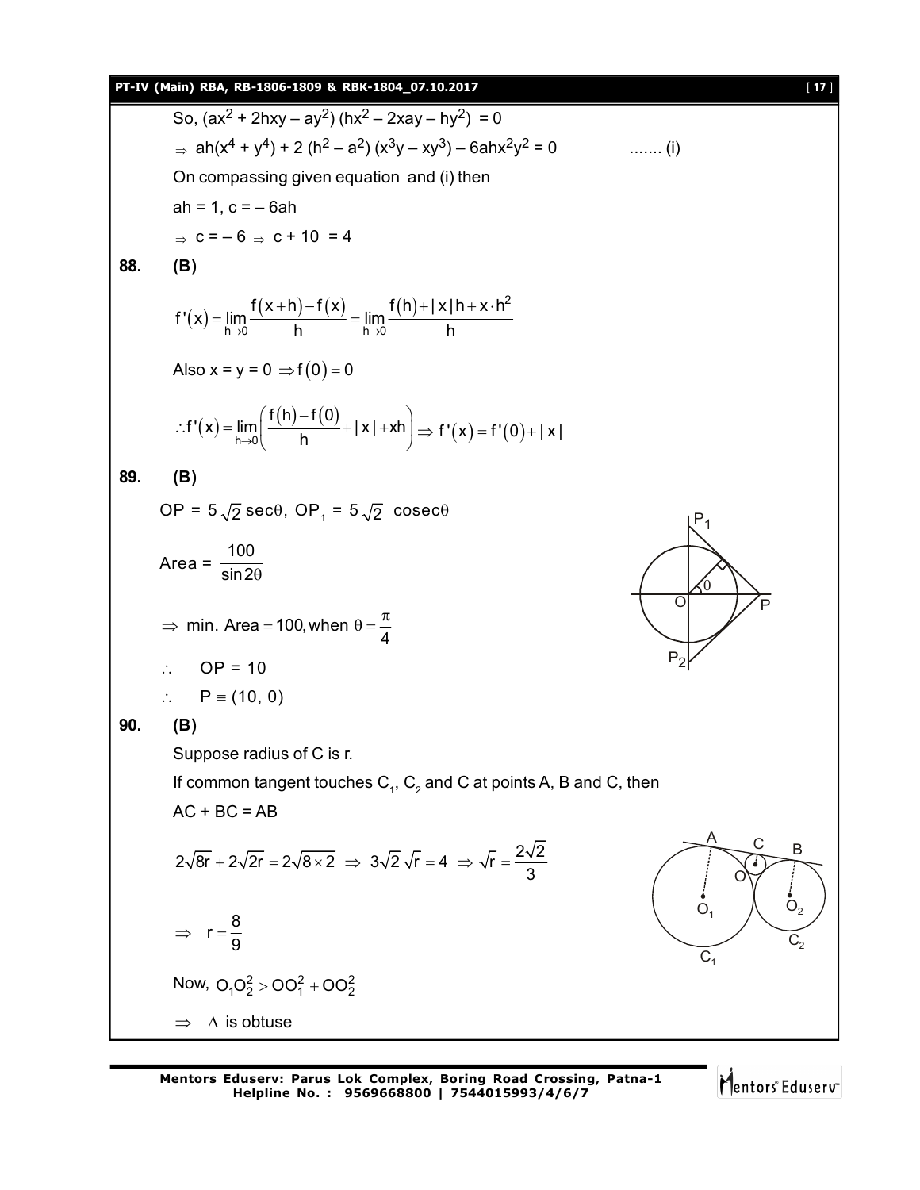So, $(ax^2 + 2hxy - ay^2)(hx^2 - 2xay - hy^2) = 0$

$\Rightarrow ah(x^4 + y^4) + 2(h^2 - a^2)(x^3y - xy^3) - 6ahx^2y^2 = 0$ ....... (i)

On compassing given equation and (i) then

$ah = 1, c = -6ah$

$\Rightarrow c = -6 \Rightarrow c + 10 = 4$

**88. (B)**

$$f'(x) = \lim_{h\to 0}\frac{f(x+h)-f(x)}{h} = \lim_{h\to 0}\frac{f(h)+|x|h+x\cdot h^2}{h}$$

Also $x = y = 0 \Rightarrow f(0) = 0$

$$\therefore f'(x) = \lim_{h\to 0}\left(\frac{f(h)-f(0)}{h}+|x|+xh\right) \Rightarrow f'(x) = f'(0)+|x|$$

**89. (B)**

$OP = 5\sqrt{2}\sec\theta,\ OP_1 = 5\sqrt{2}\ \mathrm{cosec}\theta$

P1

θ

O

P

P2

Area $= \dfrac{100}{\sin 2\theta}$

$\Rightarrow$ min. Area $= 100$, when $\theta = \dfrac{\pi}{4}$

$\therefore$ OP = 10

$\therefore$ $P \equiv (10, 0)$

**90. (B)**

Suppose radius of C is r.

If common tangent touches $C_1$, $C_2$ and C at points A, B and C, then

AC + BC = AB

A

C

B

O

$O_1$

$O_2$

$C_2$

$C_1$

$$2\sqrt{8r} + 2\sqrt{2r} = 2\sqrt{8\times 2} \Rightarrow 3\sqrt{2}\sqrt{r} = 4 \Rightarrow \sqrt{r} = \frac{2\sqrt{2}}{3}$$

$$\Rightarrow r = \frac{8}{9}$$

Now, $O_1O_2^2 > OO_1^2 + OO_2^2$

$\Rightarrow$ $\Delta$ is obtuse